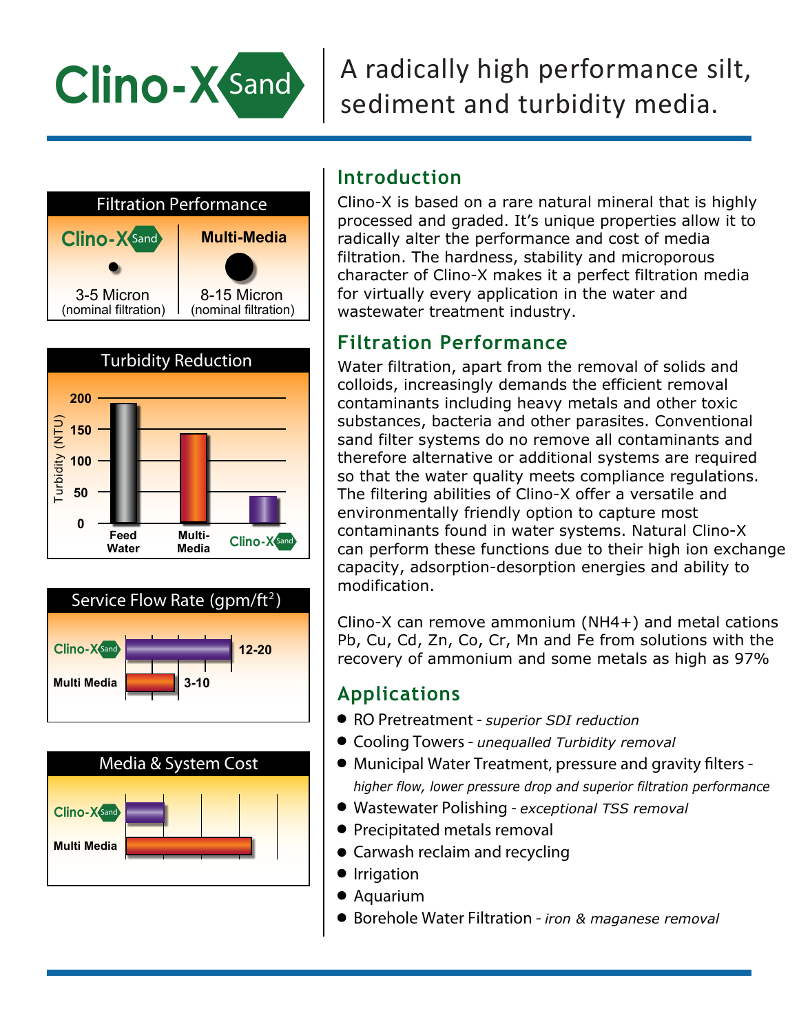# Clino-X Sand

A radically high performance silt, sediment and turbidity media.

### Filtration Performance

| Clino-X Sand | Multi-Media |
|---|---|
| 3-5 Micron (nominal filtration) | 8-15 Micron (nominal filtration) |

### Turbidity Reduction

Turbidity (NTU): Feed Water, Multi-Media, Clino-X Sand

### Service Flow Rate (gpm/ft²)

| Media | Service Flow Rate |
|---|---|
| Clino-X Sand | 12-20 |
| Multi Media | 3-10 |

### Media & System Cost

Clino-X Sand, Multi Media

## Introduction

Clino-X is based on a rare natural mineral that is highly processed and graded. It's unique properties allow it to radically alter the performance and cost of media filtration. The hardness, stability and microporous character of Clino-X makes it a perfect filtration media for virtually every application in the water and wastewater treatment industry.

## Filtration Performance

Water filtration, apart from the removal of solids and colloids, increasingly demands the efficient removal contaminants including heavy metals and other toxic substances, bacteria and other parasites. Conventional sand filter systems do no remove all contaminants and therefore alternative or additional systems are required so that the water quality meets compliance regulations. The filtering abilities of Clino-X offer a versatile and environmentally friendly option to capture most contaminants found in water systems. Natural Clino-X can perform these functions due to their high ion exchange capacity, adsorption-desorption energies and ability to modification.

Clino-X can remove ammonium (NH4+) and metal cations Pb, Cu, Cd, Zn, Co, Cr, Mn and Fe from solutions with the recovery of ammonium and some metals as high as 97%

## Applications

- RO Pretreatment - *superior SDI reduction*
- Cooling Towers - *unequalled Turbidity removal*
- Municipal Water Treatment, pressure and gravity filters - *higher flow, lower pressure drop and superior filtration performance*
- Wastewater Polishing - *exceptional TSS removal*
- Precipitated metals removal
- Carwash reclaim and recycling
- Irrigation
- Aquarium
- Borehole Water Filtration - *iron & maganese removal*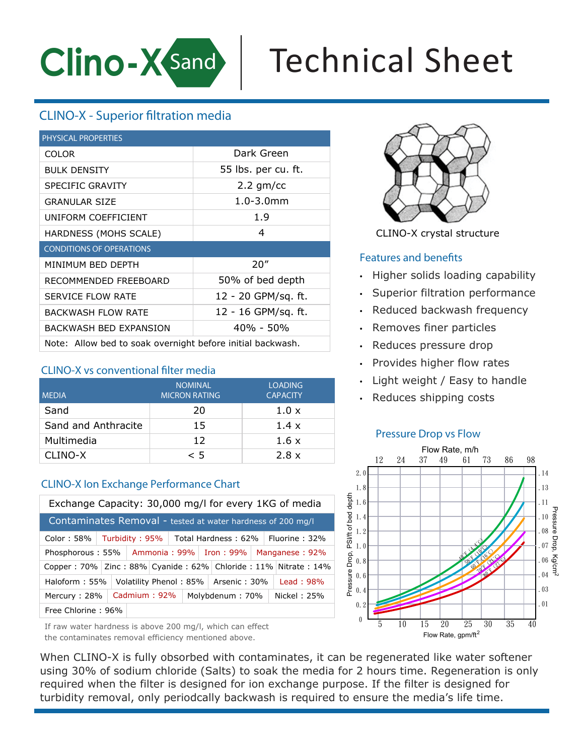# Clino-X Sand | Technical Sheet

## CLINO-X - Superior filtration media

| PHYSICAL PROPERTIES | |
|---|---|
| COLOR | Dark Green |
| BULK DENSITY | 55 lbs. per cu. ft. |
| SPECIFIC GRAVITY | 2.2 gm/cc |
| GRANULAR SIZE | 1.0-3.0mm |
| UNIFORM COEFFICIENT | 1.9 |
| HARDNESS (MOHS SCALE) | 4 |
| **CONDITIONS OF OPERATIONS** | |
| MINIMUM BED DEPTH | 20″ |
| RECOMMENDED FREEBOARD | 50% of bed depth |
| SERVICE FLOW RATE | 12 - 20 GPM/sq. ft. |
| BACKWASH FLOW RATE | 12 - 16 GPM/sq. ft. |
| BACKWASH BED EXPANSION | 40% - 50% |
| Note: Allow bed to soak overnight before initial backwash. | |

CLINO-X crystal structure

### Features and benefits

- Higher solids loading capability
- Superior filtration performance
- Reduced backwash frequency
- Removes finer particles
- Reduces pressure drop
- Provides higher flow rates
- Light weight / Easy to handle
- Reduces shipping costs

### CLINO-X vs conventional filter media

| MEDIA | NOMINAL MICRON RATING | LOADING CAPACITY |
|---|---|---|
| Sand | 20 | 1.0 x |
| Sand and Anthracite | 15 | 1.4 x |
| Multimedia | 12 | 1.6 x |
| CLINO-X | < 5 | 2.8 x |

### Pressure Drop vs Flow

Flow Rate, m/h

12 24 37 49 61 73 86 98

Pressure Drop, PSI/ft of bed depth

2.0 1.8 1.6 1.4 1.2 1.0 0.8 0.6 0.4 0.2 0

Pressure Drop, Kg/cm²

.14 .13 .11 .10 .08 .07 .06 .04 .03 .01

40°F (4.4°C) 50°F (10°C) 60°F (16°C) 70°F (21°C) 80°F (27°C)

5 10 15 20 25 30 35 40

Flow Rate, gpm/ft²

### CLINO-X Ion Exchange Performance Chart

Exchange Capacity: 30,000 mg/l for every 1KG of media

**Contaminates Removal** - tested at water hardness of 200 mg/l

| | | | |
|---|---|---|---|
| Color : 58% | Turbidity : 95% | Total Hardness : 62% | Fluorine : 32% |
| Phosphorous : 55% | Ammonia : 99% | Iron : 99% | Manganese : 92% |
| Copper : 70% | Zinc : 88% | Cyanide : 62% | Chloride : 11% |
| Nitrate : 14% | Haloform : 55% | Volatility Phenol : 85% | Arsenic : 30% |
| Lead : 98% | Mercury : 28% | Cadmium : 92% | Molybdenum : 70% |
| Nickel : 25% | Free Chlorine : 96% | | |

If raw water hardness is above 200 mg/l, which can effect the contaminates removal efficiency mentioned above.

When CLINO-X is fully obsorbed with contaminates, it can be regenerated like water softener using 30% of sodium chloride (Salts) to soak the media for 2 hours time. Regeneration is only required when the filter is designed for ion exchange purpose. If the filter is designed for turbidity removal, only periodcally backwash is required to ensure the media's life time.